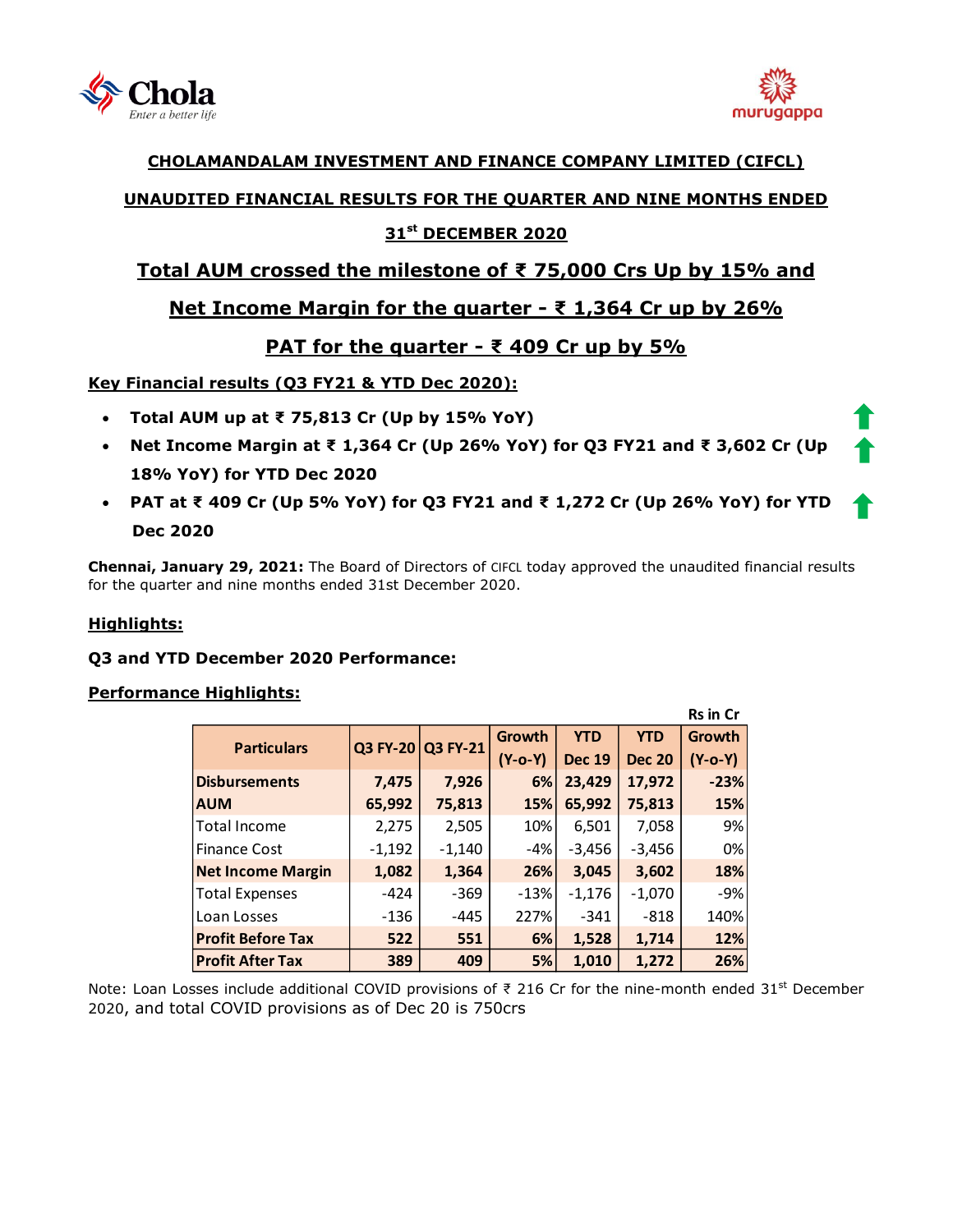**CHOLAMANDALAM INVESTMENT AND FINANCE COMPANY LIMITED (CIFCL)**

**UNAUDITED FINANCIAL RESULTS FOR THE QUARTER AND NINE MONTHS ENDED 31st DECEMBER 2020**

## Total AUM crossed the milestone of ₹ 75,000 Crs Up by 15% and

## Net Income Margin for the quarter - ₹ 1,364 Cr up by 26%

## PAT for the quarter - ₹ 409 Cr up by 5%

**Key Financial results (Q3 FY21 & YTD Dec 2020):**

- **Total AUM up at ₹ 75,813 Cr (Up by 15% YoY)**
- **Net Income Margin at ₹ 1,364 Cr (Up 26% YoY) for Q3 FY21 and ₹ 3,602 Cr (Up 18% YoY) for YTD Dec 2020**
- **PAT at ₹ 409 Cr (Up 5% YoY) for Q3 FY21 and ₹ 1,272 Cr (Up 26% YoY) for YTD Dec 2020**

**Chennai, January 29, 2021:** The Board of Directors of CIFCL today approved the unaudited financial results for the quarter and nine months ended 31st December 2020.

**Highlights:**

**Q3 and YTD December 2020 Performance:**

**Performance Highlights:**

Rs in Cr

| Particulars | Q3 FY-20 | Q3 FY-21 | Growth (Y-o-Y) | YTD Dec 19 | YTD Dec 20 | Growth (Y-o-Y) |
|---|---|---|---|---|---|---|
| **Disbursements** | **7,475** | **7,926** | **6%** | **23,429** | **17,972** | **-23%** |
| **AUM** | **65,992** | **75,813** | **15%** | **65,992** | **75,813** | **15%** |
| Total Income | 2,275 | 2,505 | 10% | 6,501 | 7,058 | 9% |
| Finance Cost | -1,192 | -1,140 | -4% | -3,456 | -3,456 | 0% |
| **Net Income Margin** | **1,082** | **1,364** | **26%** | **3,045** | **3,602** | **18%** |
| Total Expenses | -424 | -369 | -13% | -1,176 | -1,070 | -9% |
| Loan Losses | -136 | -445 | 227% | -341 | -818 | 140% |
| **Profit Before Tax** | **522** | **551** | **6%** | **1,528** | **1,714** | **12%** |
| **Profit After Tax** | **389** | **409** | **5%** | **1,010** | **1,272** | **26%** |

Note: Loan Losses include additional COVID provisions of ₹ 216 Cr for the nine-month ended 31st December 2020, and total COVID provisions as of Dec 20 is 750crs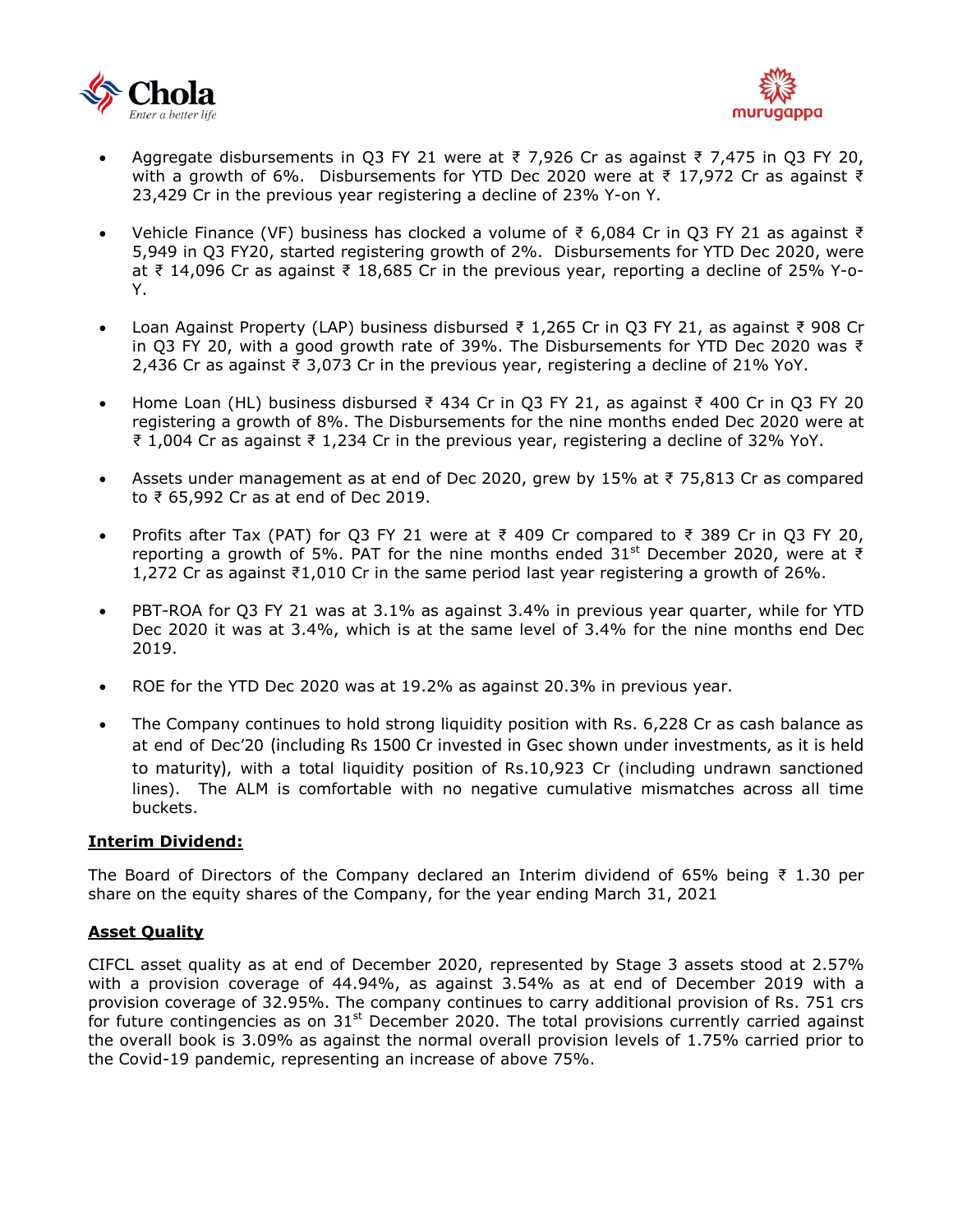- Aggregate disbursements in Q3 FY 21 were at ₹ 7,926 Cr as against ₹ 7,475 in Q3 FY 20, with a growth of 6%. Disbursements for YTD Dec 2020 were at ₹ 17,972 Cr as against ₹ 23,429 Cr in the previous year registering a decline of 23% Y-on Y.
- Vehicle Finance (VF) business has clocked a volume of ₹ 6,084 Cr in Q3 FY 21 as against ₹ 5,949 in Q3 FY20, started registering growth of 2%. Disbursements for YTD Dec 2020, were at ₹ 14,096 Cr as against ₹ 18,685 Cr in the previous year, reporting a decline of 25% Y-o-Y.
- Loan Against Property (LAP) business disbursed ₹ 1,265 Cr in Q3 FY 21, as against ₹ 908 Cr in Q3 FY 20, with a good growth rate of 39%. The Disbursements for YTD Dec 2020 was ₹ 2,436 Cr as against ₹ 3,073 Cr in the previous year, registering a decline of 21% YoY.
- Home Loan (HL) business disbursed ₹ 434 Cr in Q3 FY 21, as against ₹ 400 Cr in Q3 FY 20 registering a growth of 8%. The Disbursements for the nine months ended Dec 2020 were at ₹ 1,004 Cr as against ₹ 1,234 Cr in the previous year, registering a decline of 32% YoY.
- Assets under management as at end of Dec 2020, grew by 15% at ₹ 75,813 Cr as compared to ₹ 65,992 Cr as at end of Dec 2019.
- Profits after Tax (PAT) for Q3 FY 21 were at ₹ 409 Cr compared to ₹ 389 Cr in Q3 FY 20, reporting a growth of 5%. PAT for the nine months ended 31st December 2020, were at ₹ 1,272 Cr as against ₹1,010 Cr in the same period last year registering a growth of 26%.
- PBT-ROA for Q3 FY 21 was at 3.1% as against 3.4% in previous year quarter, while for YTD Dec 2020 it was at 3.4%, which is at the same level of 3.4% for the nine months end Dec 2019.
- ROE for the YTD Dec 2020 was at 19.2% as against 20.3% in previous year.
- The Company continues to hold strong liquidity position with Rs. 6,228 Cr as cash balance as at end of Dec'20 (including Rs 1500 Cr invested in Gsec shown under investments, as it is held to maturity), with a total liquidity position of Rs.10,923 Cr (including undrawn sanctioned lines). The ALM is comfortable with no negative cumulative mismatches across all time buckets.

**Interim Dividend:**

The Board of Directors of the Company declared an Interim dividend of 65% being ₹ 1.30 per share on the equity shares of the Company, for the year ending March 31, 2021

**Asset Quality**

CIFCL asset quality as at end of December 2020, represented by Stage 3 assets stood at 2.57% with a provision coverage of 44.94%, as against 3.54% as at end of December 2019 with a provision coverage of 32.95%. The company continues to carry additional provision of Rs. 751 crs for future contingencies as on 31st December 2020. The total provisions currently carried against the overall book is 3.09% as against the normal overall provision levels of 1.75% carried prior to the Covid-19 pandemic, representing an increase of above 75%.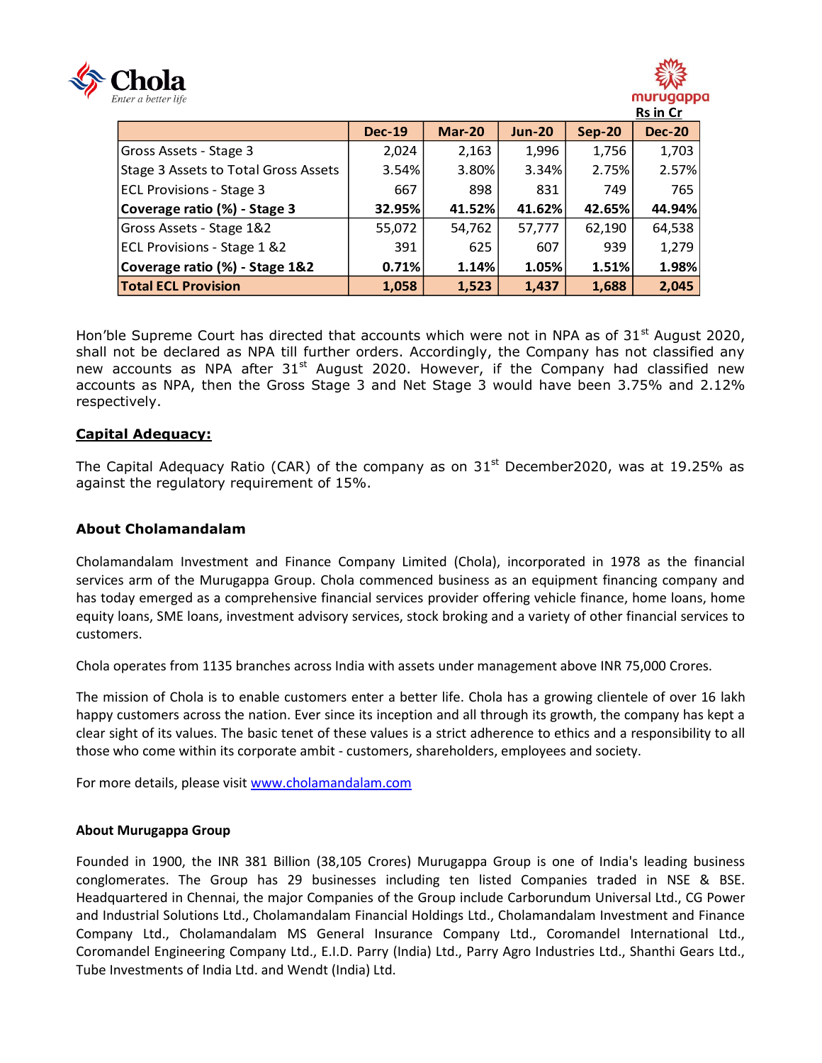Rs in Cr

| | Dec-19 | Mar-20 | Jun-20 | Sep-20 | Dec-20 |
|---|---|---|---|---|---|
| Gross Assets - Stage 3 | 2,024 | 2,163 | 1,996 | 1,756 | 1,703 |
| Stage 3 Assets to Total Gross Assets | 3.54% | 3.80% | 3.34% | 2.75% | 2.57% |
| ECL Provisions - Stage 3 | 667 | 898 | 831 | 749 | 765 |
| **Coverage ratio (%) - Stage 3** | **32.95%** | **41.52%** | **41.62%** | **42.65%** | **44.94%** |
| Gross Assets - Stage 1&2 | 55,072 | 54,762 | 57,777 | 62,190 | 64,538 |
| ECL Provisions - Stage 1 &2 | 391 | 625 | 607 | 939 | 1,279 |
| **Coverage ratio (%) - Stage 1&2** | **0.71%** | **1.14%** | **1.05%** | **1.51%** | **1.98%** |
| **Total ECL Provision** | **1,058** | **1,523** | **1,437** | **1,688** | **2,045** |

Hon'ble Supreme Court has directed that accounts which were not in NPA as of 31st August 2020, shall not be declared as NPA till further orders. Accordingly, the Company has not classified any new accounts as NPA after 31st August 2020. However, if the Company had classified new accounts as NPA, then the Gross Stage 3 and Net Stage 3 would have been 3.75% and 2.12% respectively.

## Capital Adequacy:

The Capital Adequacy Ratio (CAR) of the company as on 31st December2020, was at 19.25% as against the regulatory requirement of 15%.

### About Cholamandalam

Cholamandalam Investment and Finance Company Limited (Chola), incorporated in 1978 as the financial services arm of the Murugappa Group. Chola commenced business as an equipment financing company and has today emerged as a comprehensive financial services provider offering vehicle finance, home loans, home equity loans, SME loans, investment advisory services, stock broking and a variety of other financial services to customers.

Chola operates from 1135 branches across India with assets under management above INR 75,000 Crores.

The mission of Chola is to enable customers enter a better life. Chola has a growing clientele of over 16 lakh happy customers across the nation. Ever since its inception and all through its growth, the company has kept a clear sight of its values. The basic tenet of these values is a strict adherence to ethics and a responsibility to all those who come within its corporate ambit - customers, shareholders, employees and society.

For more details, please visit [www.cholamandalam.com](www.cholamandalam.com)

**About Murugappa Group**

Founded in 1900, the INR 381 Billion (38,105 Crores) Murugappa Group is one of India's leading business conglomerates. The Group has 29 businesses including ten listed Companies traded in NSE & BSE. Headquartered in Chennai, the major Companies of the Group include Carborundum Universal Ltd., CG Power and Industrial Solutions Ltd., Cholamandalam Financial Holdings Ltd., Cholamandalam Investment and Finance Company Ltd., Cholamandalam MS General Insurance Company Ltd., Coromandel International Ltd., Coromandel Engineering Company Ltd., E.I.D. Parry (India) Ltd., Parry Agro Industries Ltd., Shanthi Gears Ltd., Tube Investments of India Ltd. and Wendt (India) Ltd.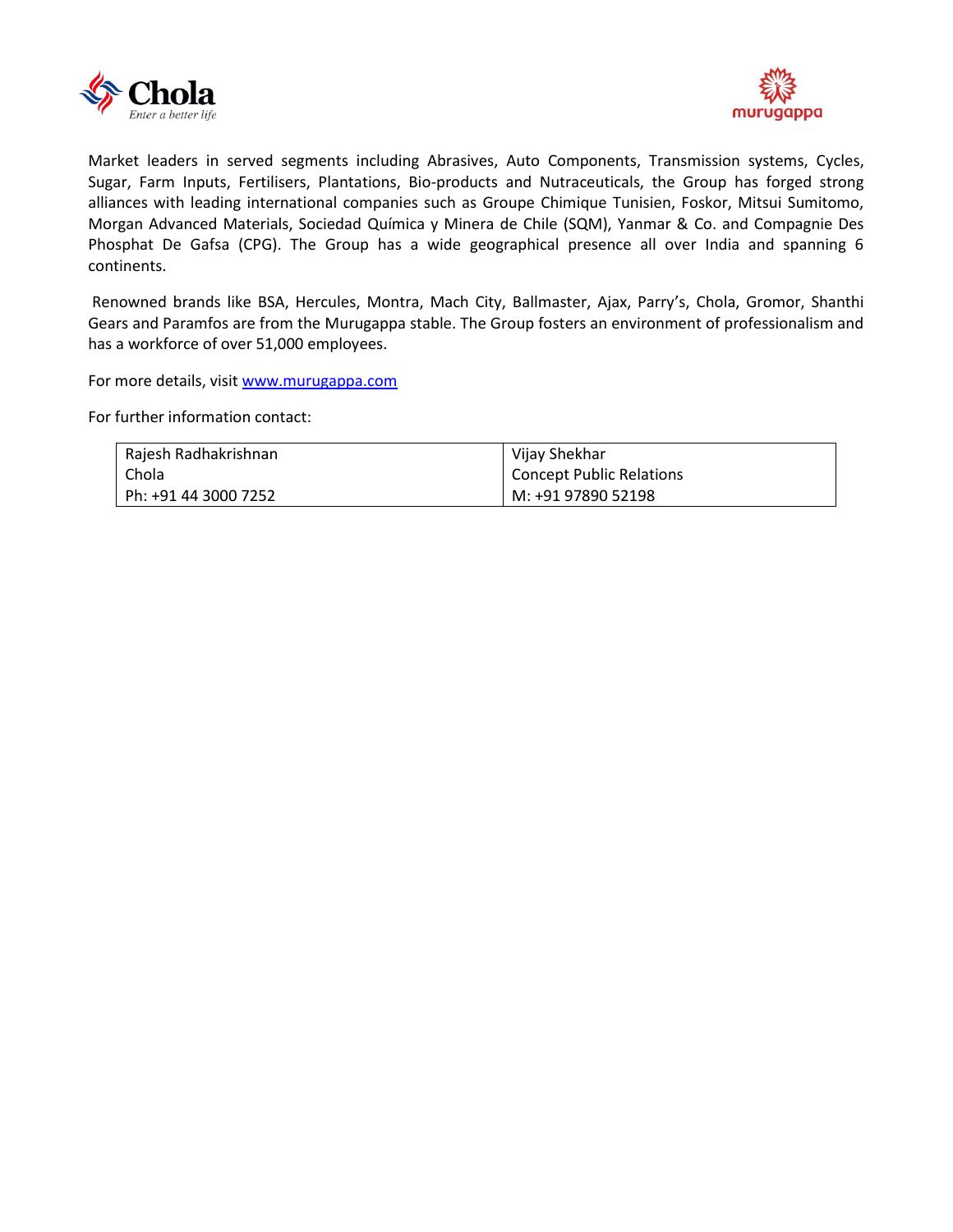Market leaders in served segments including Abrasives, Auto Components, Transmission systems, Cycles, Sugar, Farm Inputs, Fertilisers, Plantations, Bio-products and Nutraceuticals, the Group has forged strong alliances with leading international companies such as Groupe Chimique Tunisien, Foskor, Mitsui Sumitomo, Morgan Advanced Materials, Sociedad Química y Minera de Chile (SQM), Yanmar & Co. and Compagnie Des Phosphat De Gafsa (CPG). The Group has a wide geographical presence all over India and spanning 6 continents.

Renowned brands like BSA, Hercules, Montra, Mach City, Ballmaster, Ajax, Parry's, Chola, Gromor, Shanthi Gears and Paramfos are from the Murugappa stable. The Group fosters an environment of professionalism and has a workforce of over 51,000 employees.

For more details, visit [www.murugappa.com](http://www.murugappa.com)

For further information contact:

| | |
|---|---|
| Rajesh Radhakrishnan<br>Chola<br>Ph: +91 44 3000 7252 | Vijay Shekhar<br>Concept Public Relations<br>M: +91 97890 52198 |